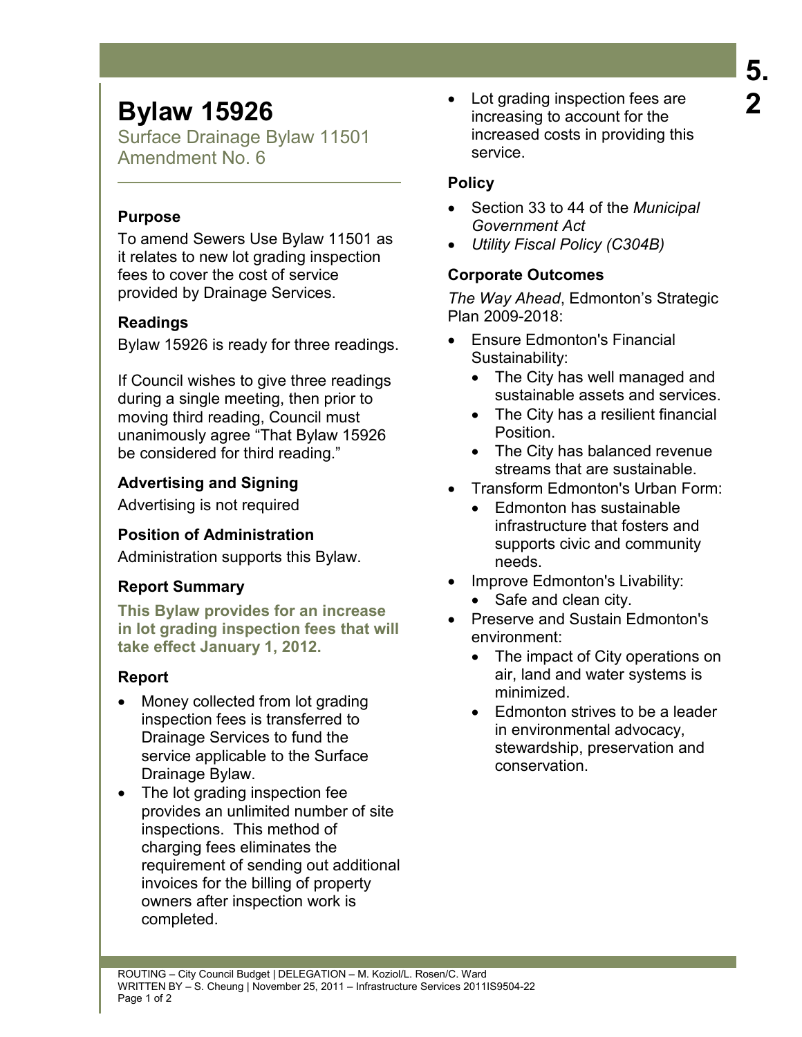# Bylaw 15926

Surface Drainage Bylaw 11501 Amendment No. 6

5.2

### Purpose

To amend Sewers Use Bylaw 11501 as it relates to new lot grading inspection fees to cover the cost of service provided by Drainage Services.

### Readings

Bylaw 15926 is ready for three readings.

If Council wishes to give three readings during a single meeting, then prior to moving third reading, Council must unanimously agree "That Bylaw 15926 be considered for third reading."

### Advertising and Signing

Advertising is not required

### Position of Administration

Administration supports this Bylaw.

### Report Summary

**This Bylaw provides for an increase in lot grading inspection fees that will take effect January 1, 2012.**

### Report

- Money collected from lot grading inspection fees is transferred to Drainage Services to fund the service applicable to the Surface Drainage Bylaw.
- The lot grading inspection fee provides an unlimited number of site inspections. This method of charging fees eliminates the requirement of sending out additional invoices for the billing of property owners after inspection work is completed.
- Lot grading inspection fees are increasing to account for the increased costs in providing this service.

### Policy

- Section 33 to 44 of the *Municipal Government Act*
- *Utility Fiscal Policy (C304B)*

### Corporate Outcomes

*The Way Ahead*, Edmonton's Strategic Plan 2009-2018:

- Ensure Edmonton's Financial Sustainability:
  - The City has well managed and sustainable assets and services.
  - The City has a resilient financial Position.
  - The City has balanced revenue streams that are sustainable.
- Transform Edmonton's Urban Form:
  - Edmonton has sustainable infrastructure that fosters and supports civic and community needs.
- Improve Edmonton's Livability:
  - Safe and clean city.
- Preserve and Sustain Edmonton's environment:
  - The impact of City operations on air, land and water systems is minimized.
  - Edmonton strives to be a leader in environmental advocacy, stewardship, preservation and conservation.

ROUTING – City Council Budget | DELEGATION – M. Koziol/L. Rosen/C. Ward
WRITTEN BY – S. Cheung | November 25, 2011 – Infrastructure Services 2011IS9504-22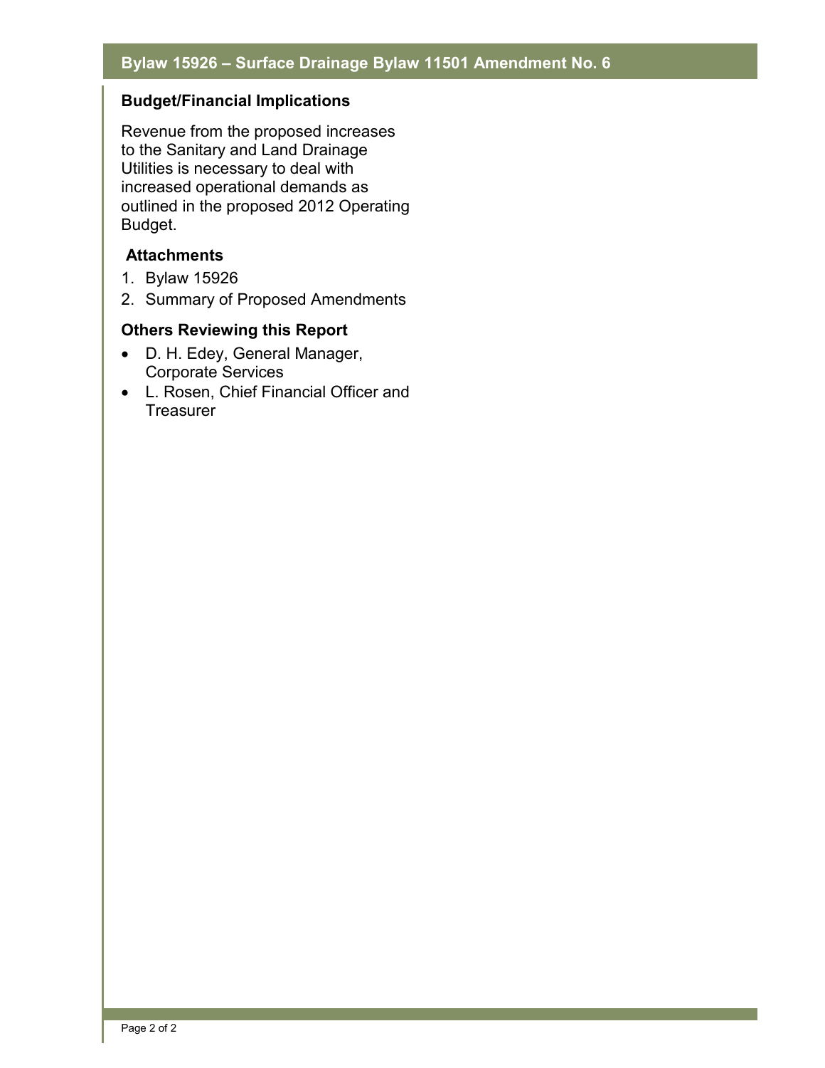### Budget/Financial Implications

Revenue from the proposed increases to the Sanitary and Land Drainage Utilities is necessary to deal with increased operational demands as outlined in the proposed 2012 Operating Budget.

### Attachments

1. Bylaw 15926
2. Summary of Proposed Amendments

### Others Reviewing this Report

- D. H. Edey, General Manager, Corporate Services
- L. Rosen, Chief Financial Officer and Treasurer